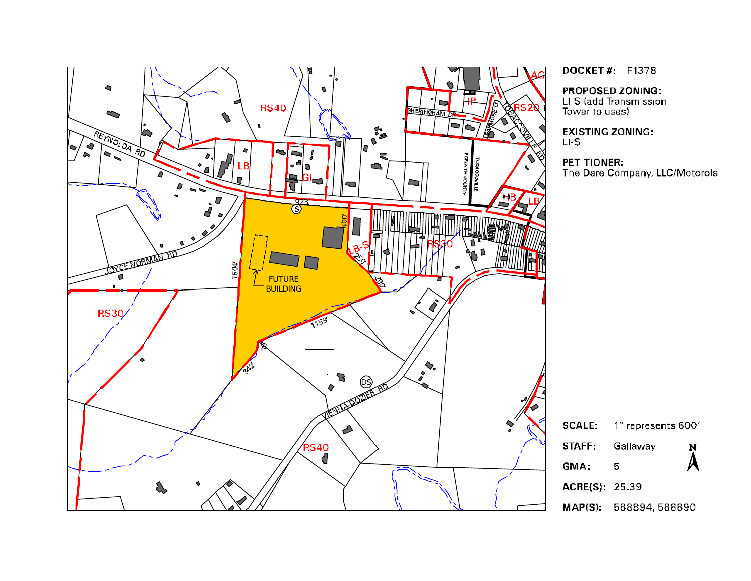**DOCKET #:** F1378

**PROPOSED ZONING:**
LI S (add Transmission Tower to uses)

**EXISTING ZONING:**
LI-S

**PETITIONER:**
The Dare Company, LLC/Motorola

**SCALE:** 1" represents 600'

**STAFF:** Gallaway

**GMA:** 5

**ACRE(S):** 25.39

**MAP(S):** 588894, 588890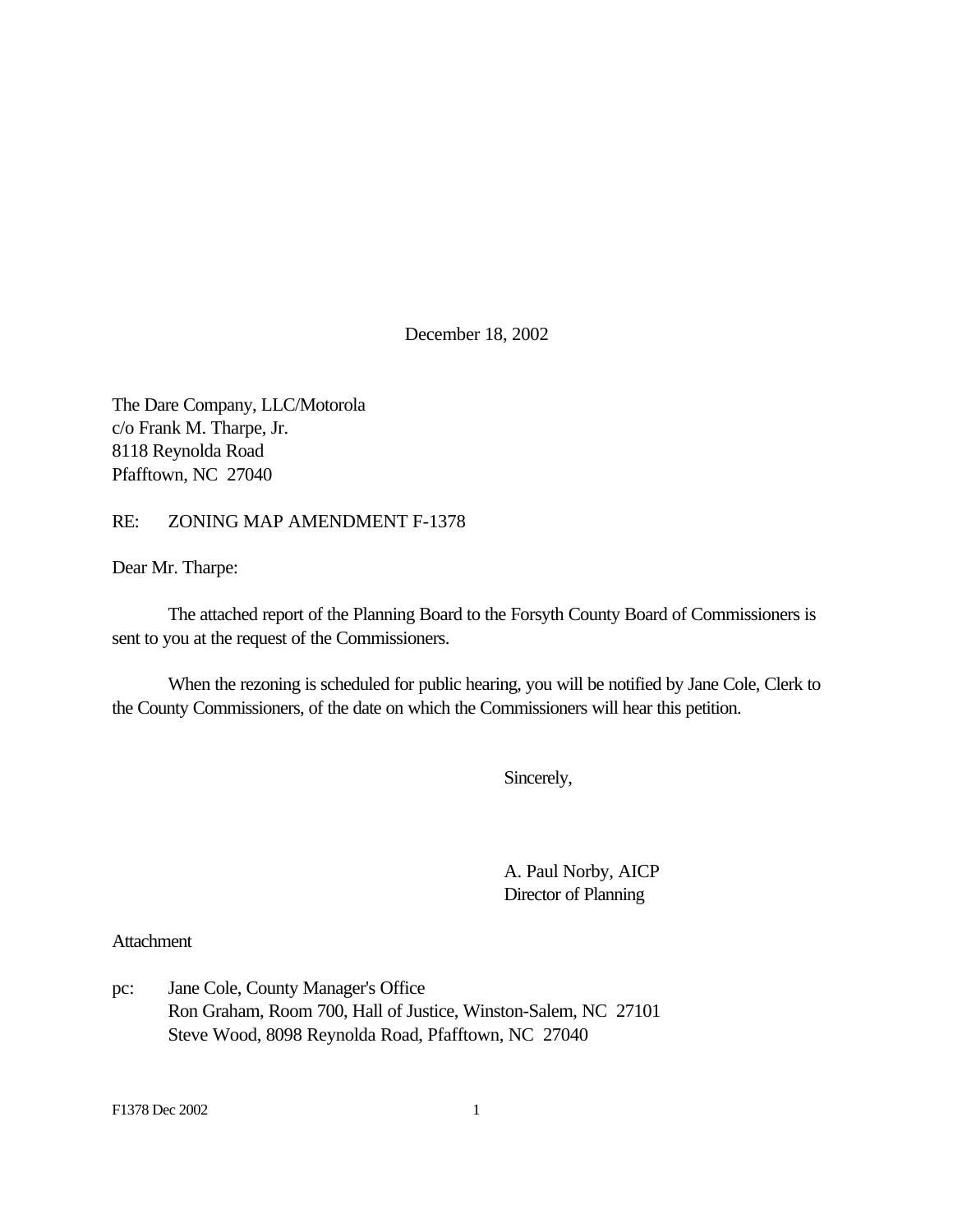December 18, 2002

The Dare Company, LLC/Motorola
c/o Frank M. Tharpe, Jr.
8118 Reynolda Road
Pfafftown, NC  27040

RE: ZONING MAP AMENDMENT F-1378

Dear Mr. Tharpe:

The attached report of the Planning Board to the Forsyth County Board of Commissioners is sent to you at the request of the Commissioners.

When the rezoning is scheduled for public hearing, you will be notified by Jane Cole, Clerk to the County Commissioners, of the date on which the Commissioners will hear this petition.

Sincerely,

A. Paul Norby, AICP
Director of Planning

Attachment

pc: Jane Cole, County Manager's Office
Ron Graham, Room 700, Hall of Justice, Winston-Salem, NC  27101
Steve Wood, 8098 Reynolda Road, Pfafftown, NC  27040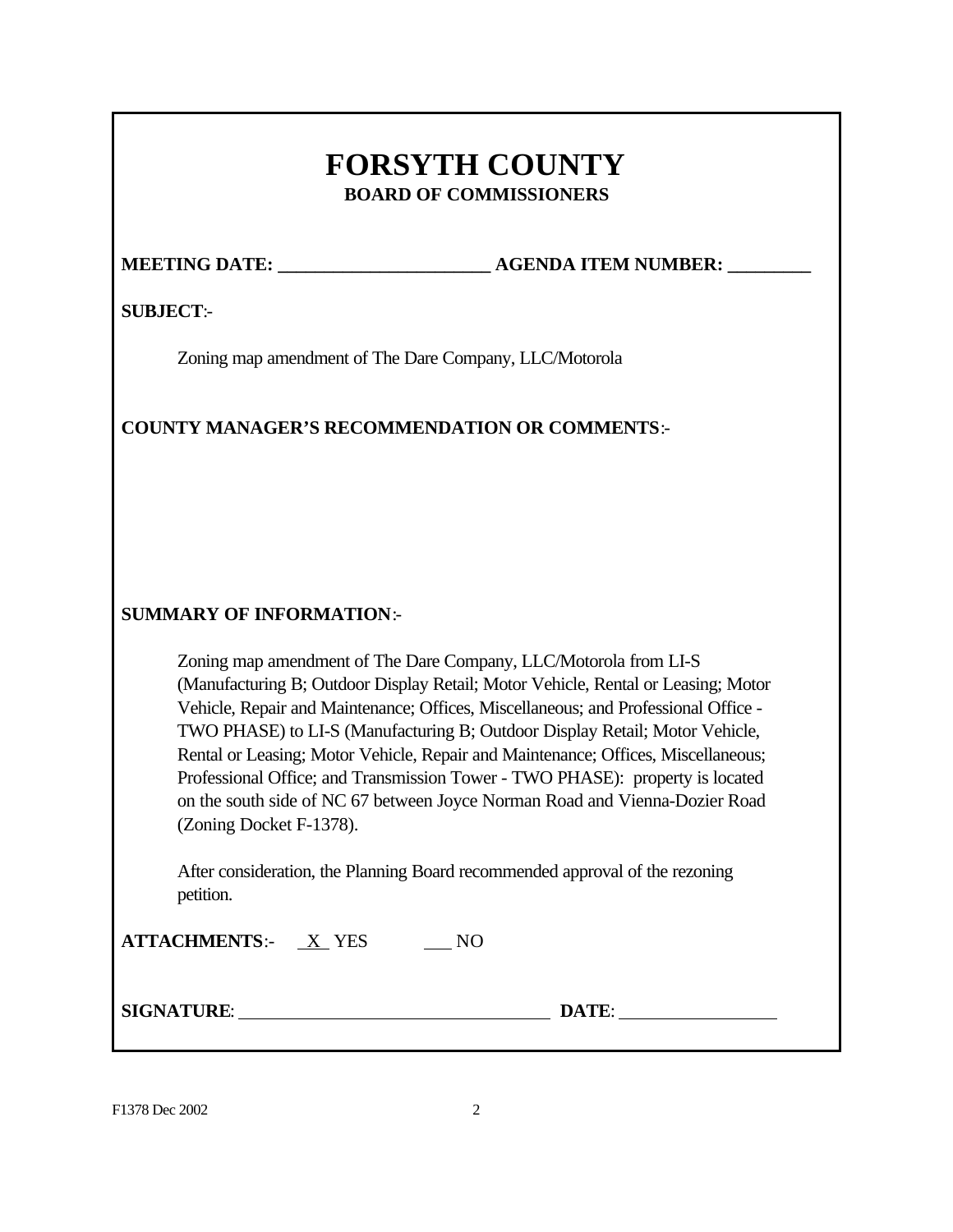# FORSYTH COUNTY

## BOARD OF COMMISSIONERS

**MEETING DATE:** ______________________ **AGENDA ITEM NUMBER:** _________

**SUBJECT**:-

Zoning map amendment of The Dare Company, LLC/Motorola

**COUNTY MANAGER'S RECOMMENDATION OR COMMENTS**:-

**SUMMARY OF INFORMATION**:-

Zoning map amendment of The Dare Company, LLC/Motorola from LI-S (Manufacturing B; Outdoor Display Retail; Motor Vehicle, Rental or Leasing; Motor Vehicle, Repair and Maintenance; Offices, Miscellaneous; and Professional Office - TWO PHASE) to LI-S (Manufacturing B; Outdoor Display Retail; Motor Vehicle, Rental or Leasing; Motor Vehicle, Repair and Maintenance; Offices, Miscellaneous; Professional Office; and Transmission Tower - TWO PHASE): property is located on the south side of NC 67 between Joyce Norman Road and Vienna-Dozier Road (Zoning Docket F-1378).

After consideration, the Planning Board recommended approval of the rezoning petition.

**ATTACHMENTS**:- X YES ___ NO

**SIGNATURE**: ______________________________ **DATE**: ________________

F1378 Dec 2002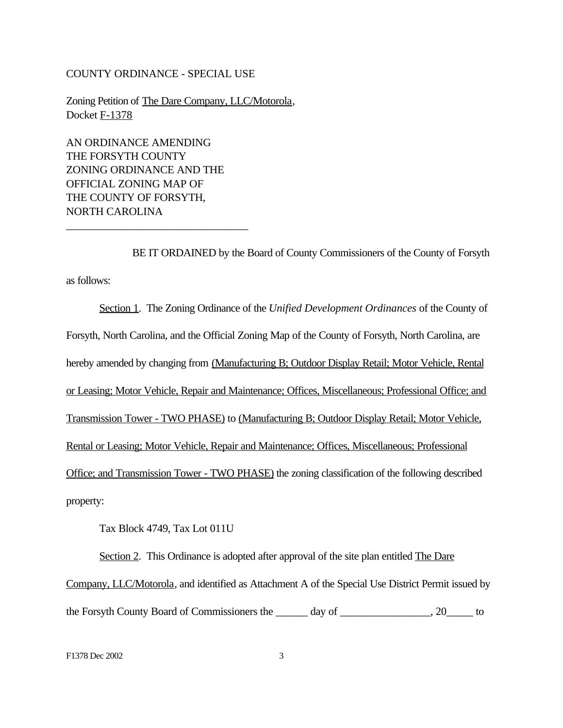COUNTY ORDINANCE - SPECIAL USE

Zoning Petition of The Dare Company, LLC/Motorola,
Docket F-1378

AN ORDINANCE AMENDING
THE FORSYTH COUNTY
ZONING ORDINANCE AND THE
OFFICIAL ZONING MAP OF
THE COUNTY OF FORSYTH,
NORTH CAROLINA

---

BE IT ORDAINED by the Board of County Commissioners of the County of Forsyth as follows:

Section 1. The Zoning Ordinance of the *Unified Development Ordinances* of the County of Forsyth, North Carolina, and the Official Zoning Map of the County of Forsyth, North Carolina, are hereby amended by changing from (Manufacturing B; Outdoor Display Retail; Motor Vehicle, Rental or Leasing; Motor Vehicle, Repair and Maintenance; Offices, Miscellaneous; Professional Office; and Transmission Tower - TWO PHASE) to (Manufacturing B; Outdoor Display Retail; Motor Vehicle, Rental or Leasing; Motor Vehicle, Repair and Maintenance; Offices, Miscellaneous; Professional Office; and Transmission Tower - TWO PHASE) the zoning classification of the following described property:

Tax Block 4749, Tax Lot 011U

Section 2. This Ordinance is adopted after approval of the site plan entitled The Dare Company, LLC/Motorola, and identified as Attachment A of the Special Use District Permit issued by the Forsyth County Board of Commissioners the ______ day of ________________, 20_____ to

F1378 Dec 2002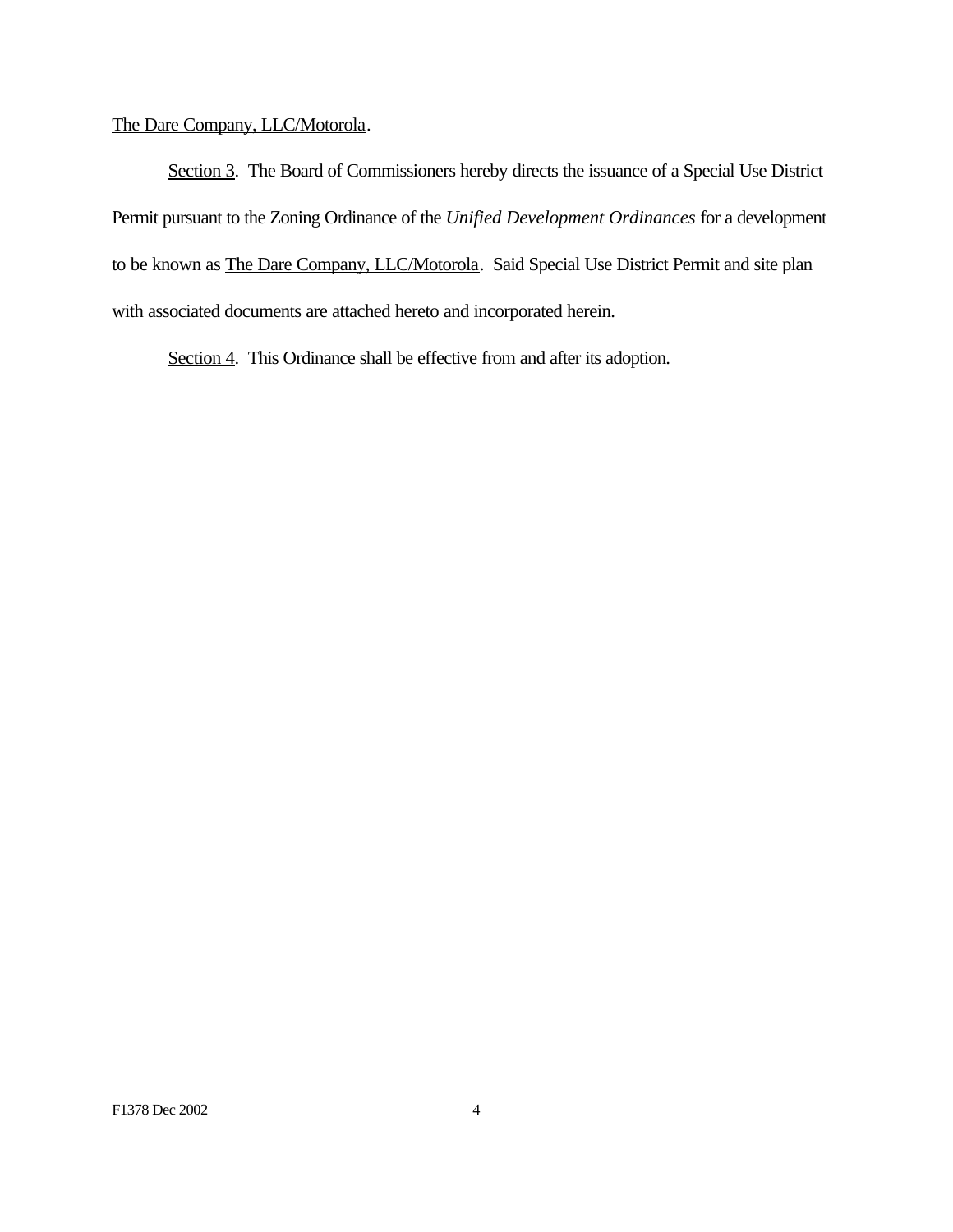The Dare Company, LLC/Motorola.

Section 3. The Board of Commissioners hereby directs the issuance of a Special Use District Permit pursuant to the Zoning Ordinance of the *Unified Development Ordinances* for a development to be known as The Dare Company, LLC/Motorola. Said Special Use District Permit and site plan with associated documents are attached hereto and incorporated herein.

Section 4. This Ordinance shall be effective from and after its adoption.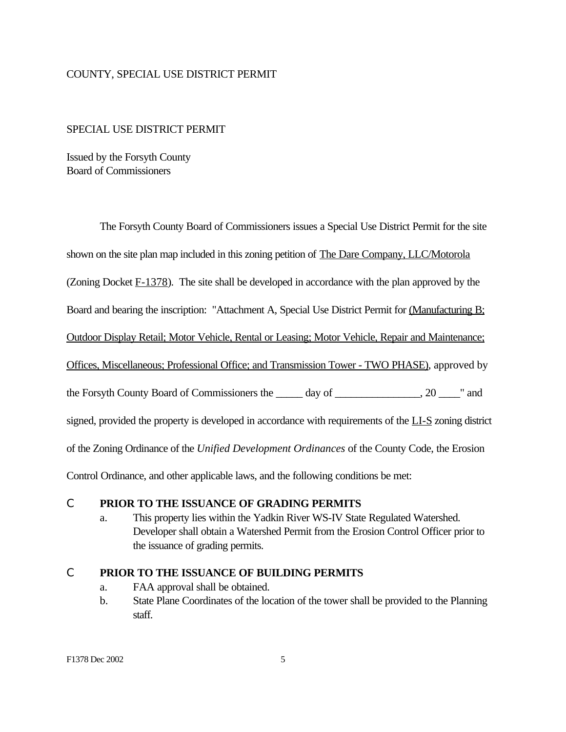COUNTY, SPECIAL USE DISTRICT PERMIT

SPECIAL USE DISTRICT PERMIT

Issued by the Forsyth County
Board of Commissioners

The Forsyth County Board of Commissioners issues a Special Use District Permit for the site shown on the site plan map included in this zoning petition of The Dare Company, LLC/Motorola (Zoning Docket F-1378). The site shall be developed in accordance with the plan approved by the Board and bearing the inscription: "Attachment A, Special Use District Permit for (Manufacturing B; Outdoor Display Retail; Motor Vehicle, Rental or Leasing; Motor Vehicle, Repair and Maintenance; Offices, Miscellaneous; Professional Office; and Transmission Tower - TWO PHASE), approved by the Forsyth County Board of Commissioners the _____ day of ________________, 20 ____" and signed, provided the property is developed in accordance with requirements of the LI-S zoning district of the Zoning Ordinance of the *Unified Development Ordinances* of the County Code, the Erosion Control Ordinance, and other applicable laws, and the following conditions be met:

- **PRIOR TO THE ISSUANCE OF GRADING PERMITS**
  a. This property lies within the Yadkin River WS-IV State Regulated Watershed. Developer shall obtain a Watershed Permit from the Erosion Control Officer prior to the issuance of grading permits.

- **PRIOR TO THE ISSUANCE OF BUILDING PERMITS**
  a. FAA approval shall be obtained.
  b. State Plane Coordinates of the location of the tower shall be provided to the Planning staff.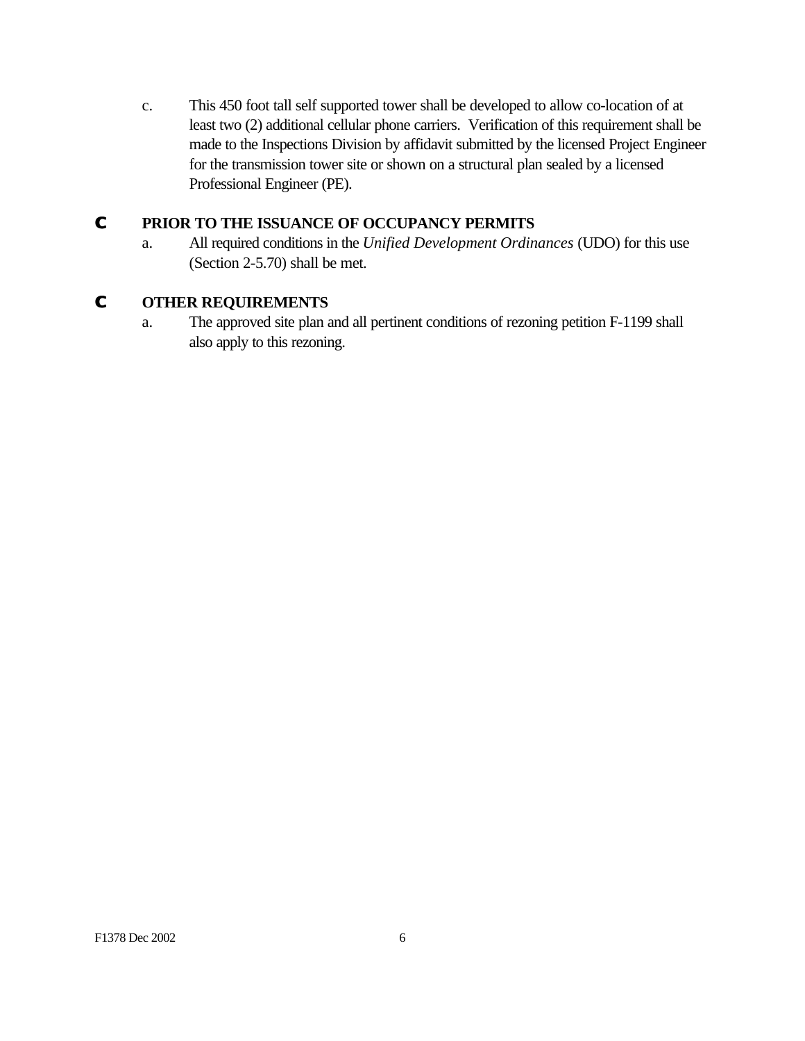c. This 450 foot tall self supported tower shall be developed to allow co-location of at least two (2) additional cellular phone carriers. Verification of this requirement shall be made to the Inspections Division by affidavit submitted by the licensed Project Engineer for the transmission tower site or shown on a structural plan sealed by a licensed Professional Engineer (PE).

- **PRIOR TO THE ISSUANCE OF OCCUPANCY PERMITS**

  a. All required conditions in the *Unified Development Ordinances* (UDO) for this use (Section 2-5.70) shall be met.

- **OTHER REQUIREMENTS**

  a. The approved site plan and all pertinent conditions of rezoning petition F-1199 shall also apply to this rezoning.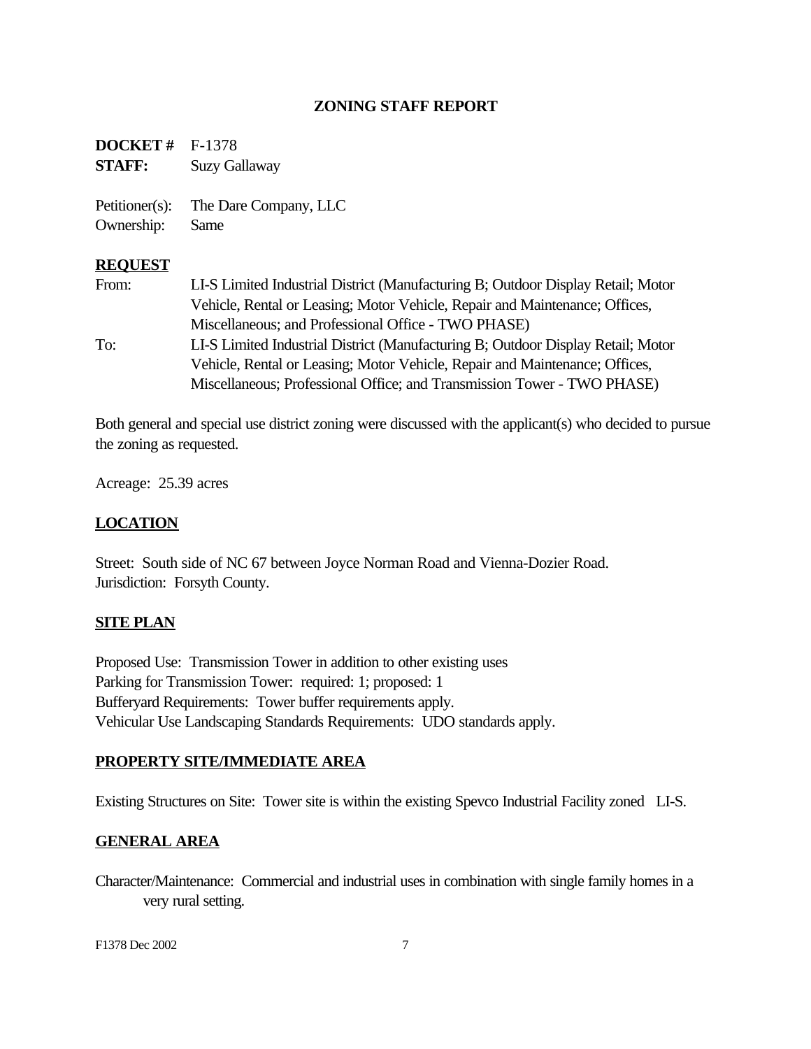# ZONING STAFF REPORT

**DOCKET #** F-1378
**STAFF:** Suzy Gallaway

Petitioner(s): The Dare Company, LLC
Ownership: Same

## REQUEST

From: LI-S Limited Industrial District (Manufacturing B; Outdoor Display Retail; Motor Vehicle, Rental or Leasing; Motor Vehicle, Repair and Maintenance; Offices, Miscellaneous; and Professional Office - TWO PHASE)

To: LI-S Limited Industrial District (Manufacturing B; Outdoor Display Retail; Motor Vehicle, Rental or Leasing; Motor Vehicle, Repair and Maintenance; Offices, Miscellaneous; Professional Office; and Transmission Tower - TWO PHASE)

Both general and special use district zoning were discussed with the applicant(s) who decided to pursue the zoning as requested.

Acreage: 25.39 acres

## LOCATION

Street: South side of NC 67 between Joyce Norman Road and Vienna-Dozier Road.
Jurisdiction: Forsyth County.

## SITE PLAN

Proposed Use: Transmission Tower in addition to other existing uses
Parking for Transmission Tower: required: 1; proposed: 1
Bufferyard Requirements: Tower buffer requirements apply.
Vehicular Use Landscaping Standards Requirements: UDO standards apply.

## PROPERTY SITE/IMMEDIATE AREA

Existing Structures on Site: Tower site is within the existing Spevco Industrial Facility zoned LI-S.

## GENERAL AREA

Character/Maintenance: Commercial and industrial uses in combination with single family homes in a very rural setting.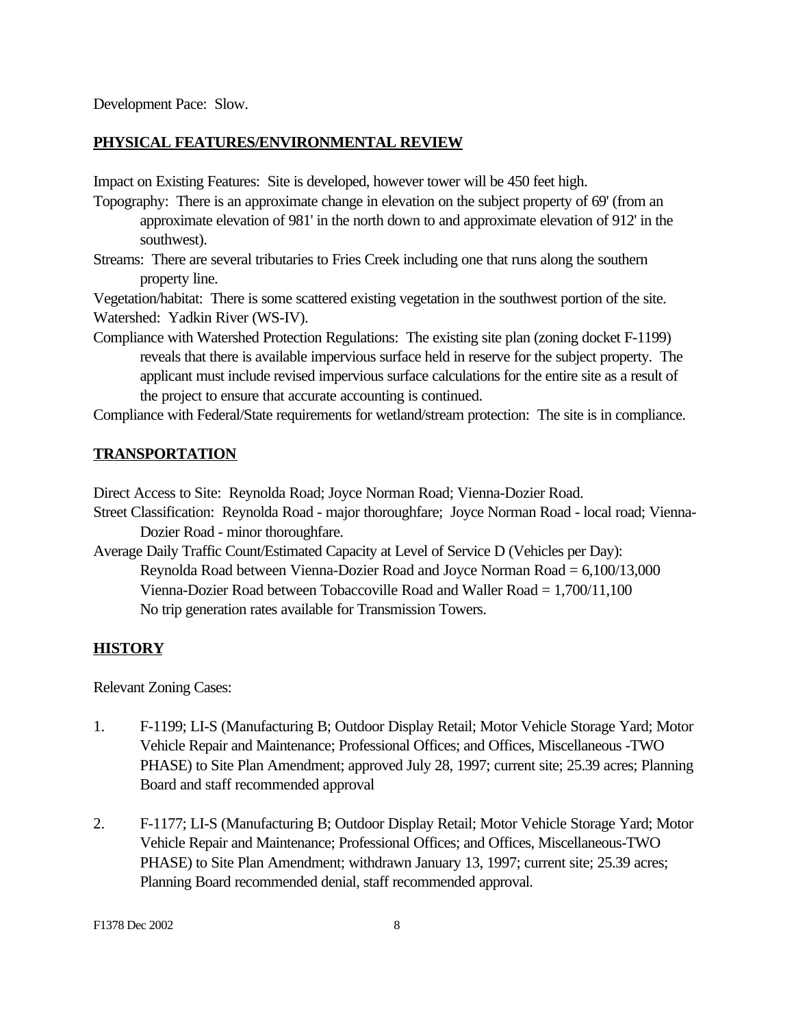Development Pace: Slow.

## PHYSICAL FEATURES/ENVIRONMENTAL REVIEW

Impact on Existing Features: Site is developed, however tower will be 450 feet high.

Topography: There is an approximate change in elevation on the subject property of 69' (from an approximate elevation of 981' in the north down to and approximate elevation of 912' in the southwest).

Streams: There are several tributaries to Fries Creek including one that runs along the southern property line.

Vegetation/habitat: There is some scattered existing vegetation in the southwest portion of the site.

Watershed: Yadkin River (WS-IV).

Compliance with Watershed Protection Regulations: The existing site plan (zoning docket F-1199) reveals that there is available impervious surface held in reserve for the subject property. The applicant must include revised impervious surface calculations for the entire site as a result of the project to ensure that accurate accounting is continued.

Compliance with Federal/State requirements for wetland/stream protection: The site is in compliance.

## TRANSPORTATION

Direct Access to Site: Reynolda Road; Joyce Norman Road; Vienna-Dozier Road.

Street Classification: Reynolda Road - major thoroughfare; Joyce Norman Road - local road; Vienna-Dozier Road - minor thoroughfare.

Average Daily Traffic Count/Estimated Capacity at Level of Service D (Vehicles per Day):
Reynolda Road between Vienna-Dozier Road and Joyce Norman Road = 6,100/13,000
Vienna-Dozier Road between Tobaccoville Road and Waller Road = 1,700/11,100
No trip generation rates available for Transmission Towers.

## HISTORY

Relevant Zoning Cases:

1. F-1199; LI-S (Manufacturing B; Outdoor Display Retail; Motor Vehicle Storage Yard; Motor Vehicle Repair and Maintenance; Professional Offices; and Offices, Miscellaneous -TWO PHASE) to Site Plan Amendment; approved July 28, 1997; current site; 25.39 acres; Planning Board and staff recommended approval

2. F-1177; LI-S (Manufacturing B; Outdoor Display Retail; Motor Vehicle Storage Yard; Motor Vehicle Repair and Maintenance; Professional Offices; and Offices, Miscellaneous-TWO PHASE) to Site Plan Amendment; withdrawn January 13, 1997; current site; 25.39 acres; Planning Board recommended denial, staff recommended approval.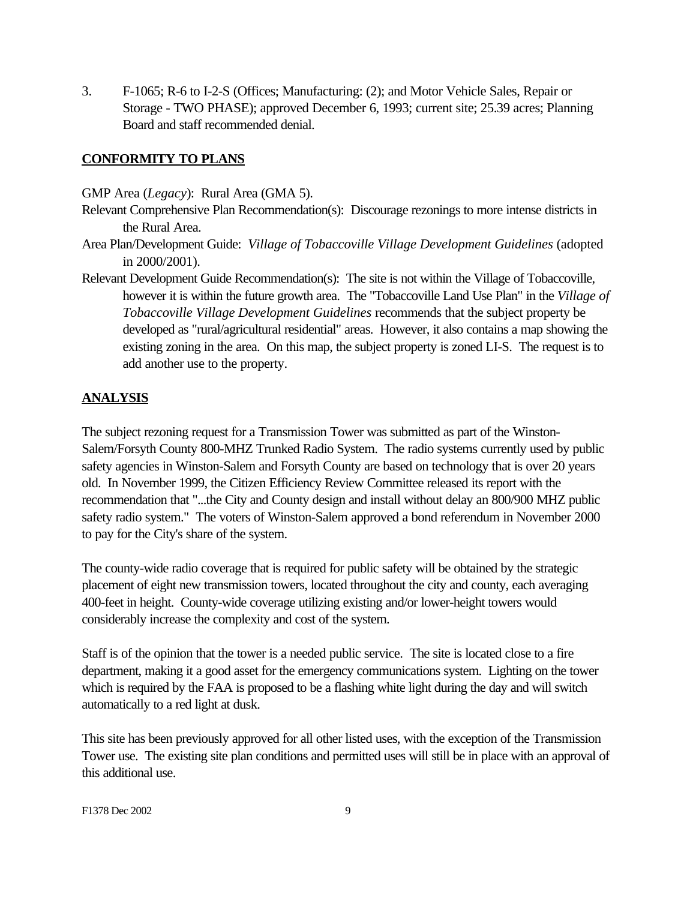3. F-1065; R-6 to I-2-S (Offices; Manufacturing: (2); and Motor Vehicle Sales, Repair or Storage - TWO PHASE); approved December 6, 1993; current site; 25.39 acres; Planning Board and staff recommended denial.

**CONFORMITY TO PLANS**

GMP Area (*Legacy*): Rural Area (GMA 5).

Relevant Comprehensive Plan Recommendation(s): Discourage rezonings to more intense districts in the Rural Area.

Area Plan/Development Guide: *Village of Tobaccoville Village Development Guidelines* (adopted in 2000/2001).

Relevant Development Guide Recommendation(s): The site is not within the Village of Tobaccoville, however it is within the future growth area. The "Tobaccoville Land Use Plan" in the *Village of Tobaccoville Village Development Guidelines* recommends that the subject property be developed as "rural/agricultural residential" areas. However, it also contains a map showing the existing zoning in the area. On this map, the subject property is zoned LI-S. The request is to add another use to the property.

**ANALYSIS**

The subject rezoning request for a Transmission Tower was submitted as part of the Winston-Salem/Forsyth County 800-MHZ Trunked Radio System. The radio systems currently used by public safety agencies in Winston-Salem and Forsyth County are based on technology that is over 20 years old. In November 1999, the Citizen Efficiency Review Committee released its report with the recommendation that "...the City and County design and install without delay an 800/900 MHZ public safety radio system." The voters of Winston-Salem approved a bond referendum in November 2000 to pay for the City's share of the system.

The county-wide radio coverage that is required for public safety will be obtained by the strategic placement of eight new transmission towers, located throughout the city and county, each averaging 400-feet in height. County-wide coverage utilizing existing and/or lower-height towers would considerably increase the complexity and cost of the system.

Staff is of the opinion that the tower is a needed public service. The site is located close to a fire department, making it a good asset for the emergency communications system. Lighting on the tower which is required by the FAA is proposed to be a flashing white light during the day and will switch automatically to a red light at dusk.

This site has been previously approved for all other listed uses, with the exception of the Transmission Tower use. The existing site plan conditions and permitted uses will still be in place with an approval of this additional use.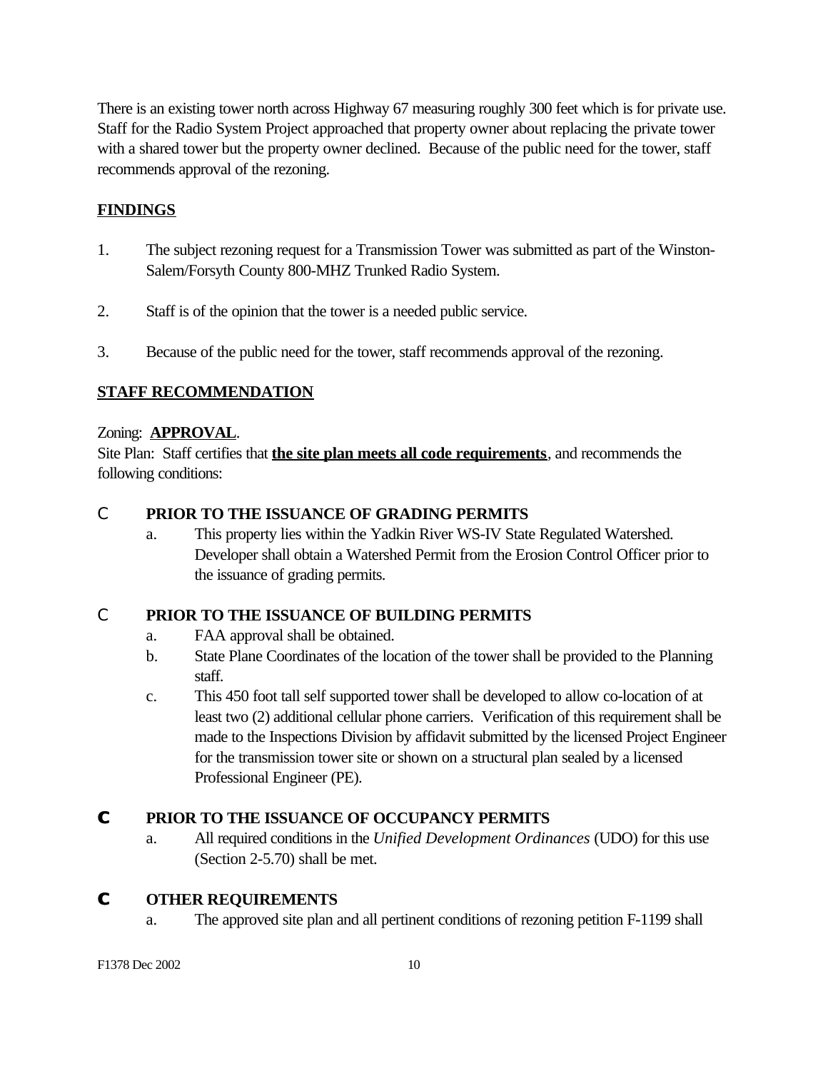There is an existing tower north across Highway 67 measuring roughly 300 feet which is for private use. Staff for the Radio System Project approached that property owner about replacing the private tower with a shared tower but the property owner declined. Because of the public need for the tower, staff recommends approval of the rezoning.

## FINDINGS

1. The subject rezoning request for a Transmission Tower was submitted as part of the Winston-Salem/Forsyth County 800-MHZ Trunked Radio System.

2. Staff is of the opinion that the tower is a needed public service.

3. Because of the public need for the tower, staff recommends approval of the rezoning.

## STAFF RECOMMENDATION

Zoning: **APPROVAL**.

Site Plan: Staff certifies that **the site plan meets all code requirements**, and recommends the following conditions:

- **PRIOR TO THE ISSUANCE OF GRADING PERMITS**
  a. This property lies within the Yadkin River WS-IV State Regulated Watershed. Developer shall obtain a Watershed Permit from the Erosion Control Officer prior to the issuance of grading permits.

- **PRIOR TO THE ISSUANCE OF BUILDING PERMITS**
  a. FAA approval shall be obtained.
  b. State Plane Coordinates of the location of the tower shall be provided to the Planning staff.
  c. This 450 foot tall self supported tower shall be developed to allow co-location of at least two (2) additional cellular phone carriers. Verification of this requirement shall be made to the Inspections Division by affidavit submitted by the licensed Project Engineer for the transmission tower site or shown on a structural plan sealed by a licensed Professional Engineer (PE).

- **PRIOR TO THE ISSUANCE OF OCCUPANCY PERMITS**
  a. All required conditions in the *Unified Development Ordinances* (UDO) for this use (Section 2-5.70) shall be met.

- **OTHER REQUIREMENTS**
  a. The approved site plan and all pertinent conditions of rezoning petition F-1199 shall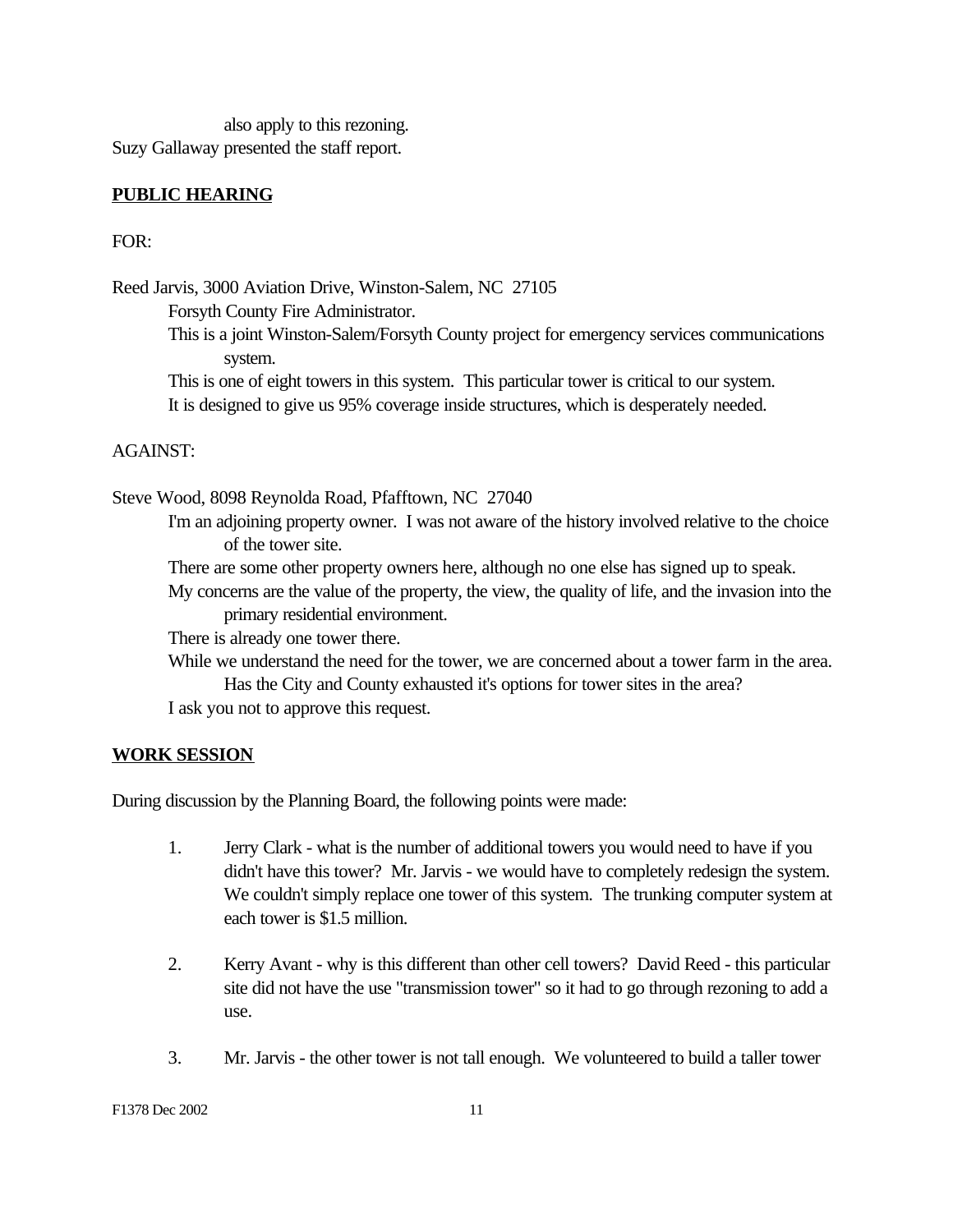also apply to this rezoning.

Suzy Gallaway presented the staff report.

**PUBLIC HEARING**

FOR:

Reed Jarvis, 3000 Aviation Drive, Winston-Salem, NC 27105

Forsyth County Fire Administrator.

This is a joint Winston-Salem/Forsyth County project for emergency services communications system.

This is one of eight towers in this system. This particular tower is critical to our system.

It is designed to give us 95% coverage inside structures, which is desperately needed.

AGAINST:

Steve Wood, 8098 Reynolda Road, Pfafftown, NC 27040

I'm an adjoining property owner. I was not aware of the history involved relative to the choice of the tower site.

There are some other property owners here, although no one else has signed up to speak.

My concerns are the value of the property, the view, the quality of life, and the invasion into the primary residential environment.

There is already one tower there.

While we understand the need for the tower, we are concerned about a tower farm in the area. Has the City and County exhausted it's options for tower sites in the area?

I ask you not to approve this request.

**WORK SESSION**

During discussion by the Planning Board, the following points were made:

1. Jerry Clark - what is the number of additional towers you would need to have if you didn't have this tower? Mr. Jarvis - we would have to completely redesign the system. We couldn't simply replace one tower of this system. The trunking computer system at each tower is $1.5 million.

2. Kerry Avant - why is this different than other cell towers? David Reed - this particular site did not have the use "transmission tower" so it had to go through rezoning to add a use.

3. Mr. Jarvis - the other tower is not tall enough. We volunteered to build a taller tower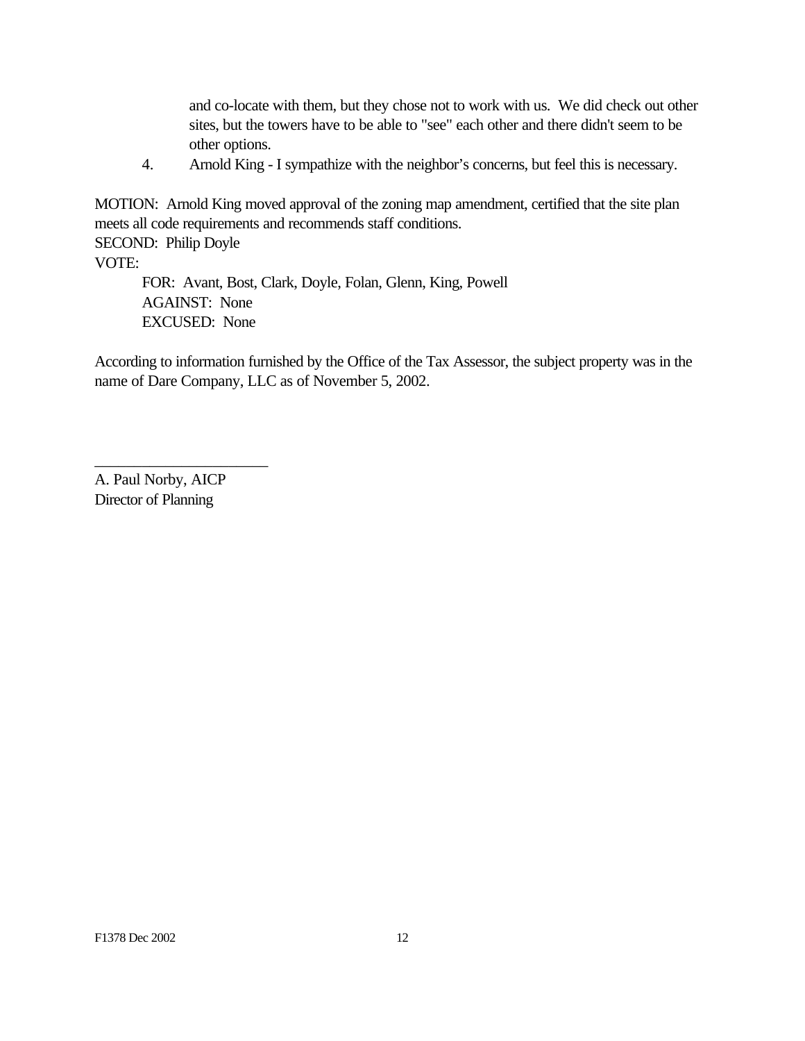and co-locate with them, but they chose not to work with us. We did check out other sites, but the towers have to be able to "see" each other and there didn't seem to be other options.

4. Arnold King - I sympathize with the neighbor's concerns, but feel this is necessary.

MOTION: Arnold King moved approval of the zoning map amendment, certified that the site plan meets all code requirements and recommends staff conditions.
SECOND: Philip Doyle
VOTE:
FOR: Avant, Bost, Clark, Doyle, Folan, Glenn, King, Powell
AGAINST: None
EXCUSED: None

According to information furnished by the Office of the Tax Assessor, the subject property was in the name of Dare Company, LLC as of November 5, 2002.

______________________

A. Paul Norby, AICP
Director of Planning

F1378 Dec 2002